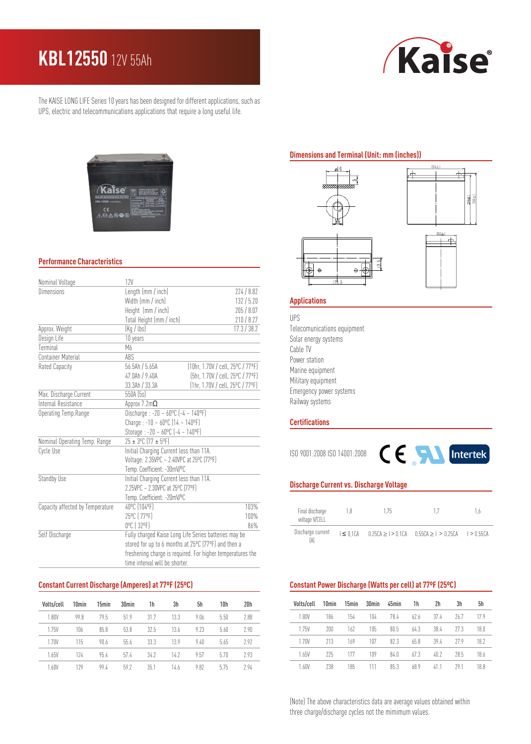# KBL12550 12V 55Ah

The KAISE LONG LIFE Series 10 years has been designed for different applications, such as UPS, electric and telecommunications applications that require a long useful life.

## Performance Characteristics

| | | |
|---|---|---|
| Nominal Voltage | 12V | |
| Dimensions | Length (mm / inch) | 224 / 8.82 |
| | Width (mm / inch) | 132 / 5.20 |
| | Height (mm / inch) | 205 / 8.07 |
| | Total Height (mm / inch) | 210 / 8.27 |
| Approx. Weight | (Kg / lbs) | 17.3 / 38.2 |
| Design Life | 10 years | |
| Terminal | M6 | |
| Container Material | ABS | |
| Rated Capacity | 56.5Ah / 5.65A | (10hr, 1.70V / cell, 25ºC / 77ºF) |
| | 47.0Ah / 9.40A | (5hr, 1.70V / cell, 25ºC / 77ºF) |
| | 33.3Ah / 33.3A | (1hr, 1.70V / cell, 25ºC / 77ºF) |
| Max. Discharge Current | 550A (5s) | |
| Internal Resistance | Approx 7.2mΩ | |
| Operating Temp.Range | Discharge : -20 ~ 60ºC (-4 ~ 140ºF) | |
| | Charge : -10 ~ 60ºC (14 ~ 140ºF) | |
| | Storage : -20 ~ 60ºC (-4 ~ 140ºF) | |
| Nominal Operating Temp. Range | 25 ± 3ºC (77 ± 5ºF) | |
| Cycle Use | Initial Charging Current less than 11A. | |
| | Voltage: 2.35VPC ~ 2.40VPC at 25ºC (77ºF) | |
| | Temp. Coefficient: -30mV/ºC | |
| Standby Use | Initial Charging Current less than 11A. | |
| | 2.25VPC ~ 2.30VPC at 25ºC (77ºF) | |
| | Temp. Coefficient: -20mV/ºC | |
| Capacity affected by Temperature | 40ºC (104ºF) | 103% |
| | 25ºC ( 77ºF) | 100% |
| | 0ºC ( 32ºF) | 86% |
| Self Discharge | Fully charged Kaise Long Life Series batteries may be stored for up to 6 months at 25ºC (77ºF) and then a freshening charge is required. For higher temperatures the time interval will be shorter. | |

## Dimensions and Terminal (Unit: mm (inches))

## Applications

UPS
Telecomunications equipment
Solar energy systems
Cable TV
Power station
Marine equipment
Military equipment
Emergency power systems
Railway systems

## Certifications

ISO 9001:2008 ISO 14001:2008

## Discharge Current vs. Discharge Voltage

| Final discharge voltage V/CELL | 1,8 | 1,75 | 1,7 | 1,6 |
|---|---|---|---|---|
| Discharge current (A) | I ≤ 0,1CA | 0.25CA ≥ I > 0.1CA | 0.55CA ≥ I > 0.25CA | I > 0.55CA |

## Constant Current Discharge (Amperes) at 77ºF (25ºC)

| Volts/cell | 10min | 15min | 30min | 1h | 3h | 5h | 10h | 20h |
|---|---|---|---|---|---|---|---|---|
| 1.80V | 99.8 | 79.5 | 51.9 | 31.7 | 13.3 | 9.06 | 5.50 | 2.88 |
| 1.75V | 106 | 85.8 | 53.8 | 32.5 | 13.6 | 9.23 | 5.60 | 2.90 |
| 1.70V | 115 | 90.6 | 55.6 | 33.3 | 13.9 | 9.40 | 5.65 | 2.92 |
| 1.65V | 124 | 95.4 | 57.4 | 34.2 | 14.2 | 9.57 | 5.70 | 2.93 |
| 1.60V | 129 | 99.4 | 59.2 | 35.1 | 14.6 | 9.82 | 5.75 | 2.94 |

## Constant Power Discharge (Watts per cell) at 77ºF (25ºC)

| Volts/cell | 10min | 15min | 30min | 45min | 1h | 2h | 3h | 5h |
|---|---|---|---|---|---|---|---|---|
| 1.80V | 186 | 154 | 104 | 78.4 | 62.6 | 37.4 | 26.7 | 17.9 |
| 1.75V | 200 | 162 | 105 | 80.5 | 64.3 | 38.4 | 27.3 | 18.0 |
| 1.70V | 213 | 169 | 107 | 82.3 | 65.8 | 39.4 | 27.9 | 18.2 |
| 1.65V | 225 | 177 | 109 | 84.0 | 67.3 | 40.2 | 28.5 | 18.6 |
| 1.60V | 238 | 185 | 111 | 85.3 | 68.9 | 41.1 | 29.1 | 18.8 |

(Note) The above characteristics data are average values obtained within three charge/discharge cycles not the mimimum values.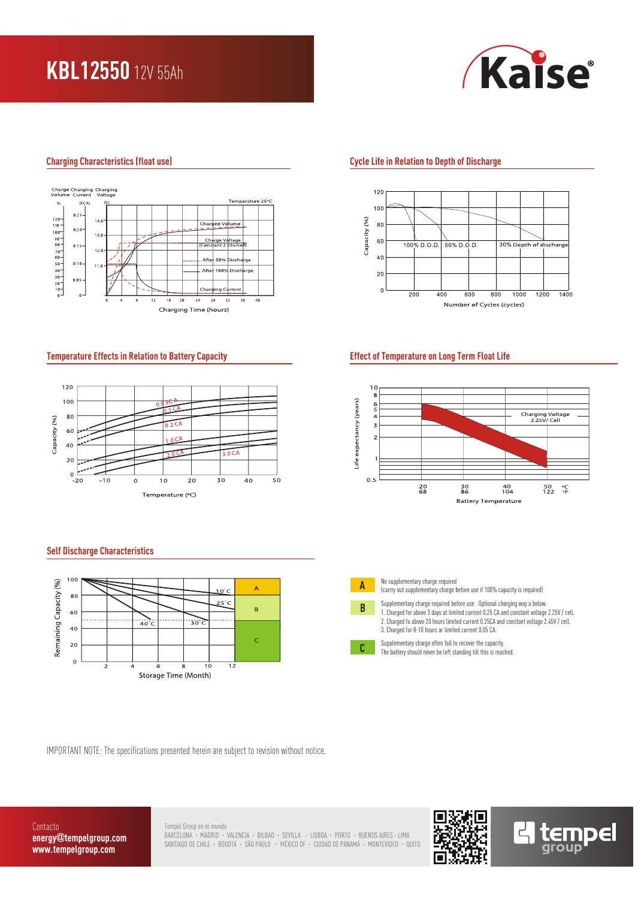# KBL12550 12V 55Ah

Kaise

## Charging Characteristics (float use)

Charge Volume %
Charging Current (XCA)
Charging Voltage (V)
Temperature 25°C
120
110
100
90
80
70
60
50
40
30
20
10
0
0.25
0.20
0.15
0.10
0.05
0
14.0
13.0
12.0
11.0
Charged Volume
Charge Voltage (Constant 2.25v/cell)
After 50% Discharge
After 100% Discharge
Charging Current
0 4 8 12 16 20 24 28 32 36 40
Charging Time (hours)

## Cycle Life in Relation to Depth of Discharge

Capacity (%)
120
100
80
60
40
20
0
100% D.O.D.
50% D.O.D.
30% Depth of discharge
200 400 600 800 1000 1200 1400
Number of Cycles (cycles)

## Temperature Effects in Relation to Battery Capacity

Capacity (%)
120
100
80
60
40
20
0
0.05CA
0.1CA
0.2CA
1.0CA
2.0CA
3.0CA
-20 -10 0 10 20 30 40 50
Temperature (ºC)

## Effect of Temperature on Long Term Float Life

Life expectancy (years)
10
8
6
5
4
3
2
1
0.5
Charging Voltage 2.25V/ Cell
20 30 40 50 °C
68 86 104 122 °F
Battery Temperature

## Self Discharge Characteristics

Remaining Capacity (%)
100
80
60
40
20
0
10°C
25°C
40°C
30°C
A
B
C
2 4 6 8 10 12
Storage Time (Month)

**A** No supplementary charge required
(carry out supplementary charge before use if 100% capacity is required)

**B** Supplementary charge required before use . Optional charging way a below:
1. Charged for above 3 days at limited current 0.25 CA and constant voltage 2.25V / cell.
2. Charged fo above 20 hours limited current 0.25CA and constant voltage 2.45V / cell.
3. Charged for 8-10 hours ar limited current 0.05 CA.

**C** Supplementary charge often fail to recover the capacity.
The battery should never be left standing till this is reached.

IMPORTANT NOTE: The specifications presented herein are subject to revision without notice.

Contacto
**energy@tempelgroup.com**
**www.tempelgroup.com**

Tempel Group en el mundo
BARCELONA · MADRID · VALENCIA · BILBAO · SEVILLA · LISBOA · PORTO · BUENOS AIRES · LIMA
SANTIAGO DE CHILE · BOGOTÁ · SÃO PAULO · MÉXICO DF · CIUDAD DE PANAMÁ · MONTEVIDEO · QUITO

tempel group